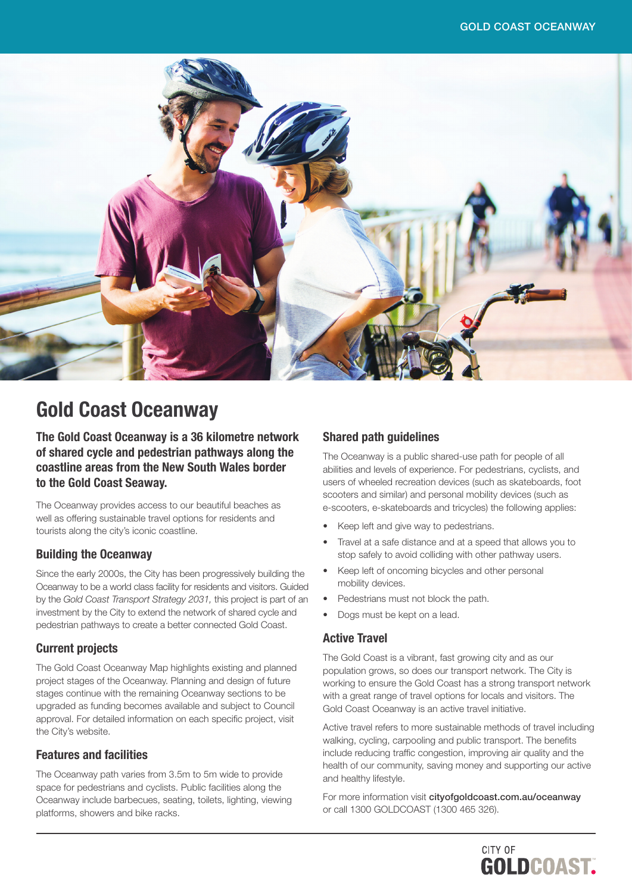# Gold Coast Oceanway

**The Gold Coast Oceanway is a 36 kilometre network of shared cycle and pedestrian pathways along the coastline areas from the New South Wales border to the Gold Coast Seaway.**

The Oceanway provides access to our beautiful beaches as well as offering sustainable travel options for residents and tourists along the city's iconic coastline.

## Building the Oceanway

Since the early 2000s, the City has been progressively building the Oceanway to be a world class facility for residents and visitors. Guided by the *Gold Coast Transport Strategy 2031,* this project is part of an investment by the City to extend the network of shared cycle and pedestrian pathways to create a better connected Gold Coast.

## Current projects

The Gold Coast Oceanway Map highlights existing and planned project stages of the Oceanway. Planning and design of future stages continue with the remaining Oceanway sections to be upgraded as funding becomes available and subject to Council approval. For detailed information on each specific project, visit the City's website.

## Features and facilities

The Oceanway path varies from 3.5m to 5m wide to provide space for pedestrians and cyclists. Public facilities along the Oceanway include barbecues, seating, toilets, lighting, viewing platforms, showers and bike racks.

## Shared path guidelines

The Oceanway is a public shared-use path for people of all abilities and levels of experience. For pedestrians, cyclists, and users of wheeled recreation devices (such as skateboards, foot scooters and similar) and personal mobility devices (such as e-scooters, e-skateboards and tricycles) the following applies:

- Keep left and give way to pedestrians.
- Travel at a safe distance and at a speed that allows you to stop safely to avoid colliding with other pathway users.
- Keep left of oncoming bicycles and other personal mobility devices.
- Pedestrians must not block the path.
- Dogs must be kept on a lead.

## Active Travel

The Gold Coast is a vibrant, fast growing city and as our population grows, so does our transport network. The City is working to ensure the Gold Coast has a strong transport network with a great range of travel options for locals and visitors. The Gold Coast Oceanway is an active travel initiative.

Active travel refers to more sustainable methods of travel including walking, cycling, carpooling and public transport. The benefits include reducing traffic congestion, improving air quality and the health of our community, saving money and supporting our active and healthy lifestyle.

For more information visit **cityofgoldcoast.com.au/oceanway** or call 1300 GOLDCOAST (1300 465 326).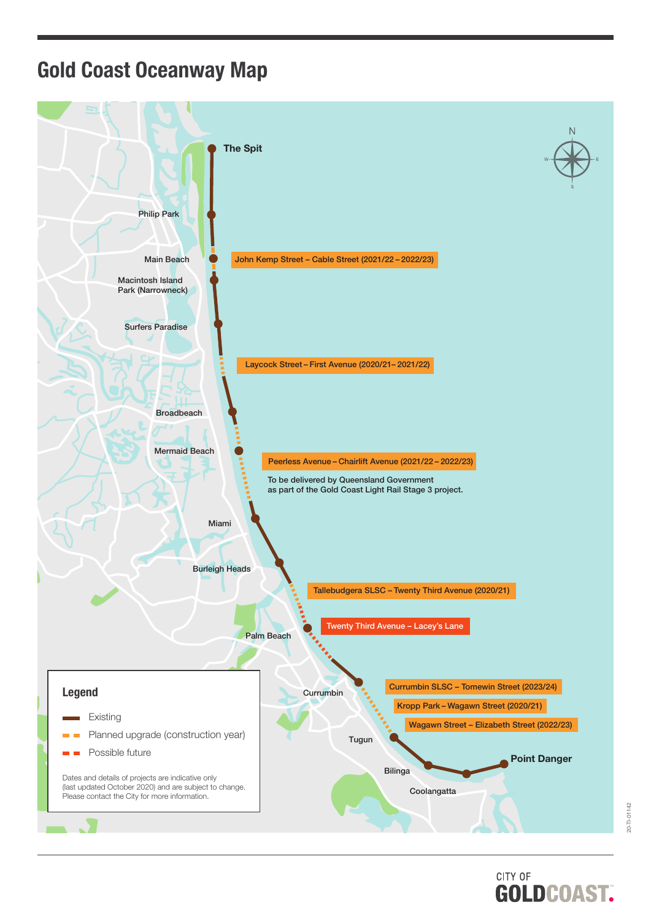# Gold Coast Oceanway Map

N

W E

S

The Spit

Philip Park

Main Beach

John Kemp Street – Cable Street (2021/22 – 2022/23)

Macintosh Island Park (Narrowneck)

Surfers Paradise

Laycock Street – First Avenue (2020/21 – 2021/22)

Broadbeach

Mermaid Beach

Peerless Avenue – Chairlift Avenue (2021/22 – 2022/23)

To be delivered by Queensland Government as part of the Gold Coast Light Rail Stage 3 project.

Miami

Burleigh Heads

Tallebudgera SLSC – Twenty Third Avenue (2020/21)

Twenty Third Avenue – Lacey's Lane

Palm Beach

Currumbin

Currumbin SLSC – Tomewin Street (2023/24)

Kropp Park – Wagawn Street (2020/21)

Wagawn Street – Elizabeth Street (2022/23)

Tugun

Bilinga

Coolangatta

Point Danger

**Legend**

Existing

Planned upgrade (construction year)

Possible future

Dates and details of projects are indicative only (last updated October 2020) and are subject to change. Please contact the City for more information.

20-TI-01142

CITY OF GOLDCOAST.